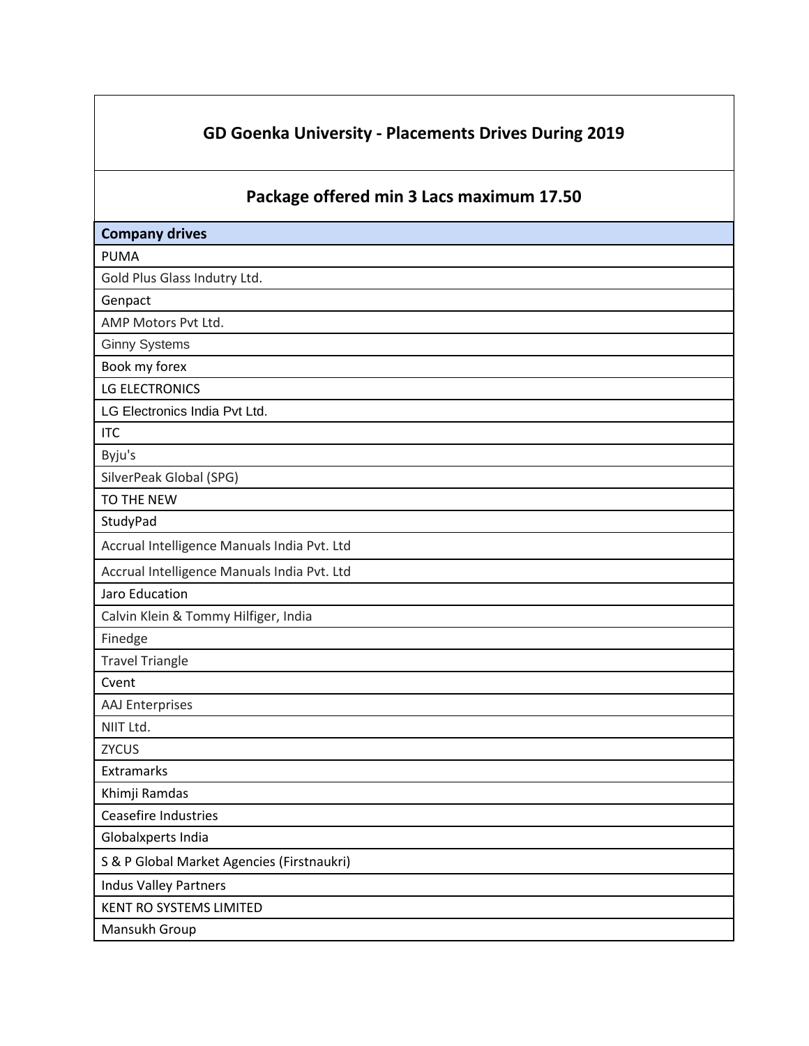# GD Goenka University - Placements Drives During 2019

## Package offered min 3 Lacs maximum 17.50

| Company drives |
| --- |
| PUMA |
| Gold Plus Glass Indutry Ltd. |
| Genpact |
| AMP Motors Pvt Ltd. |
| Ginny Systems |
| Book my forex |
| LG ELECTRONICS |
| LG Electronics India Pvt Ltd. |
| ITC |
| Byju's |
| SilverPeak Global (SPG) |
| TO THE NEW |
| StudyPad |
| Accrual Intelligence Manuals India Pvt. Ltd |
| Accrual Intelligence Manuals India Pvt. Ltd |
| Jaro Education |
| Calvin Klein & Tommy Hilfiger, India |
| Finedge |
| Travel Triangle |
| Cvent |
| AAJ Enterprises |
| NIIT Ltd. |
| ZYCUS |
| Extramarks |
| Khimji Ramdas |
| Ceasefire Industries |
| Globalxperts India |
| S & P Global Market Agencies (Firstnaukri) |
| Indus Valley Partners |
| KENT RO SYSTEMS LIMITED |
| Mansukh Group |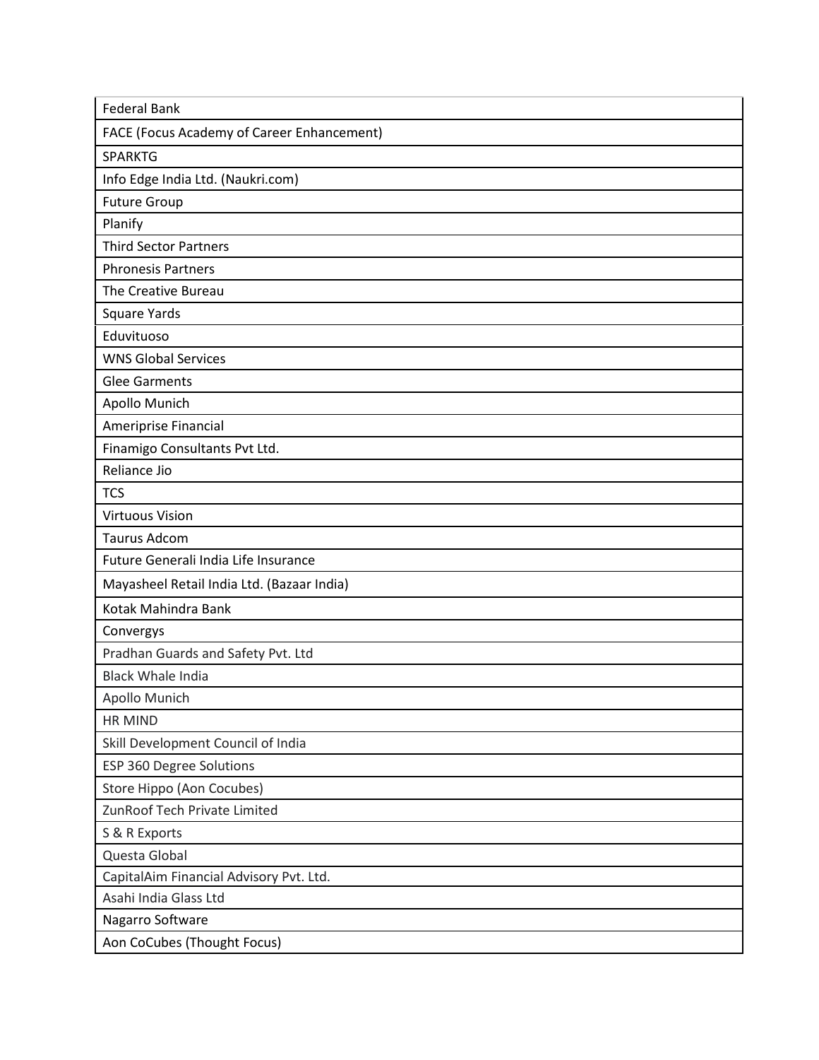| Federal Bank |
|---|
| FACE (Focus Academy of Career Enhancement) |
| SPARKTG |
| Info Edge India Ltd. (Naukri.com) |
| Future Group |
| Planify |
| Third Sector Partners |
| Phronesis Partners |
| The Creative Bureau |
| Square Yards |
| Eduvituoso |
| WNS Global Services |
| Glee Garments |
| Apollo Munich |
| Ameriprise Financial |
| Finamigo Consultants Pvt Ltd. |
| Reliance Jio |
| TCS |
| Virtuous Vision |
| Taurus Adcom |
| Future Generali India Life Insurance |
| Mayasheel Retail India Ltd. (Bazaar India) |
| Kotak Mahindra Bank |
| Convergys |
| Pradhan Guards and Safety Pvt. Ltd |
| Black Whale India |
| Apollo Munich |
| HR MIND |
| Skill Development Council of India |
| ESP 360 Degree Solutions |
| Store Hippo (Aon Cocubes) |
| ZunRoof Tech Private Limited |
| S & R Exports |
| Questa Global |
| CapitalAim Financial Advisory Pvt. Ltd. |
| Asahi India Glass Ltd |
| Nagarro Software |
| Aon CoCubes (Thought Focus) |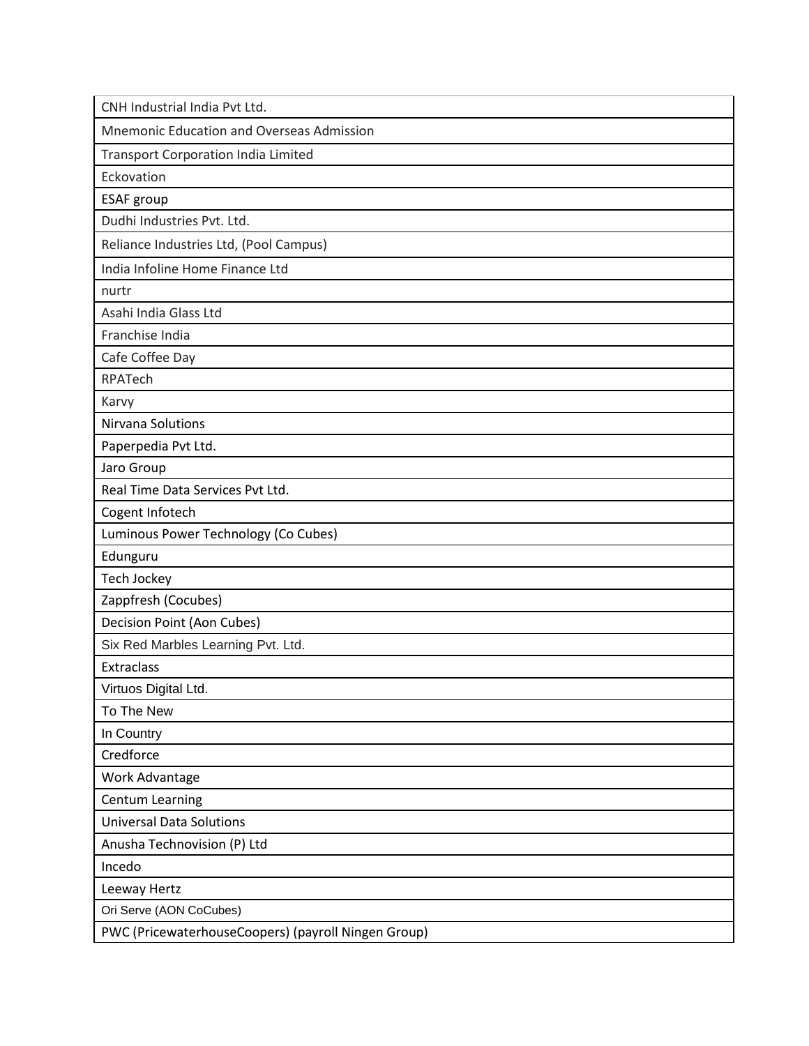| CNH Industrial India Pvt Ltd. |
|---|
| Mnemonic Education and Overseas Admission |
| Transport Corporation India Limited |
| Eckovation |
| ESAF group |
| Dudhi Industries Pvt. Ltd. |
| Reliance Industries Ltd, (Pool Campus) |
| India Infoline Home Finance Ltd |
| nurtr |
| Asahi India Glass Ltd |
| Franchise India |
| Cafe Coffee Day |
| RPATech |
| Karvy |
| Nirvana Solutions |
| Paperpedia Pvt Ltd. |
| Jaro Group |
| Real Time Data Services Pvt Ltd. |
| Cogent Infotech |
| Luminous Power Technology (Co Cubes) |
| Edunguru |
| Tech Jockey |
| Zappfresh (Cocubes) |
| Decision Point (Aon Cubes) |
| Six Red Marbles Learning Pvt. Ltd. |
| Extraclass |
| Virtuos Digital Ltd. |
| To The New |
| In Country |
| Credforce |
| Work Advantage |
| Centum Learning |
| Universal Data Solutions |
| Anusha Technovision (P) Ltd |
| Incedo |
| Leeway Hertz |
| Ori Serve (AON CoCubes) |
| PWC (PricewaterhouseCoopers) (payroll Ningen Group) |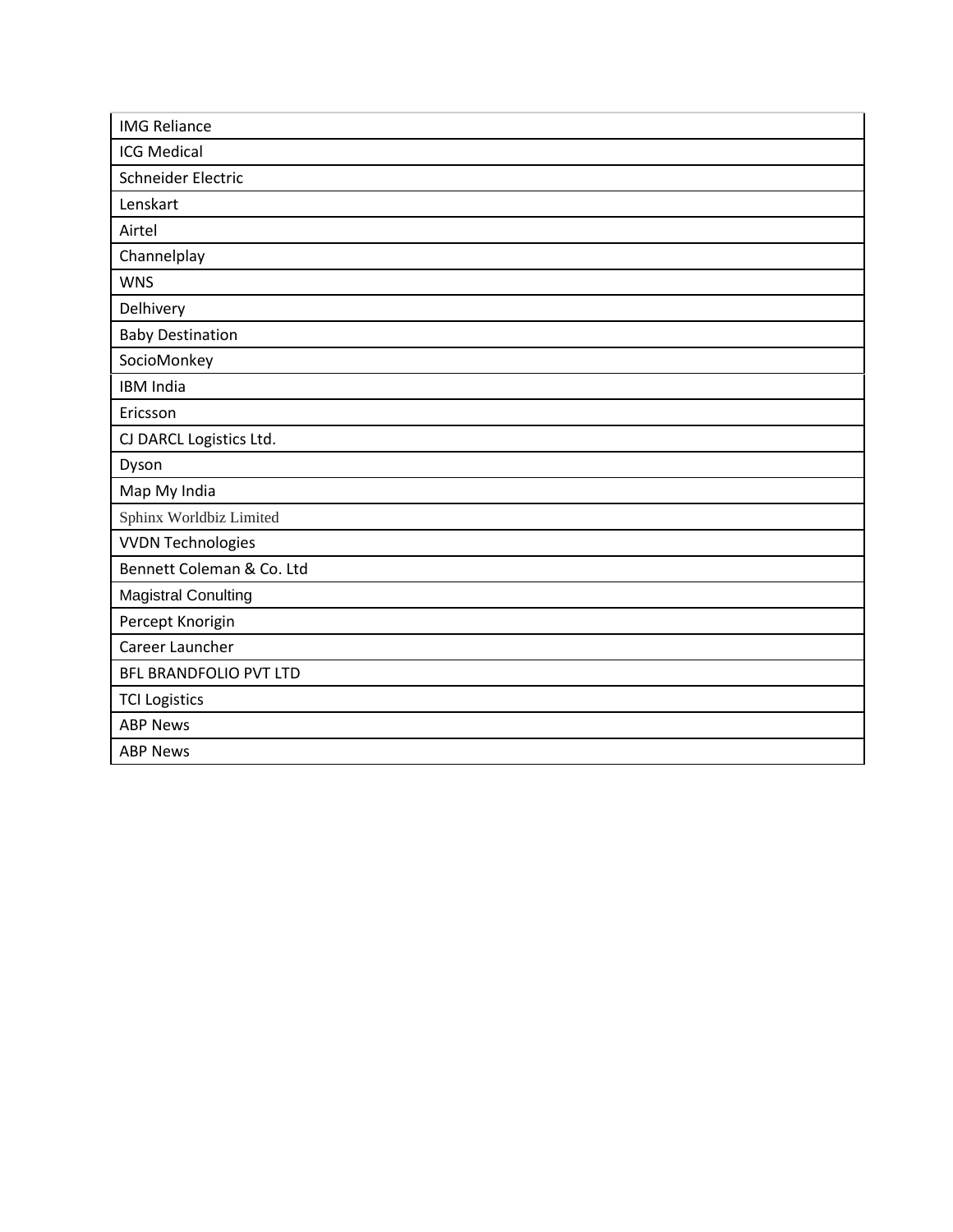| |
|---|
| IMG Reliance |
| ICG Medical |
| Schneider Electric |
| Lenskart |
| Airtel |
| Channelplay |
| WNS |
| Delhivery |
| Baby Destination |
| SocioMonkey |
| IBM India |
| Ericsson |
| CJ DARCL Logistics Ltd. |
| Dyson |
| Map My India |
| Sphinx Worldbiz Limited |
| VVDN Technologies |
| Bennett Coleman & Co. Ltd |
| Magistral Conulting |
| Percept Knorigin |
| Career Launcher |
| BFL BRANDFOLIO PVT LTD |
| TCI Logistics |
| ABP News |
| ABP News |